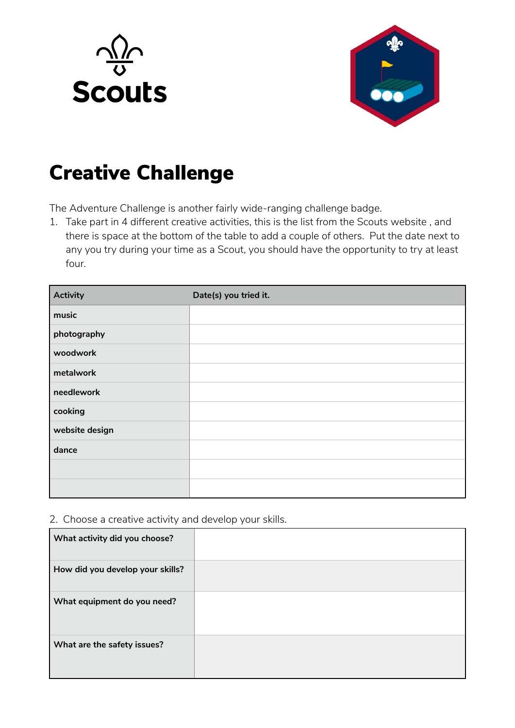Scouts

# Creative Challenge

The Adventure Challenge is another fairly wide-ranging challenge badge.

1. Take part in 4 different creative activities, this is the list from the Scouts website , and there is space at the bottom of the table to add a couple of others.  Put the date next to any you try during your time as a Scout, you should have the opportunity to try at least four.

| Activity | Date(s) you tried it. |
|---|---|
| music | |
| photography | |
| woodwork | |
| metalwork | |
| needlework | |
| cooking | |
| website design | |
| dance | |
| | |
| | |

2. Choose a creative activity and develop your skills.

| | |
|---|---|
| **What activity did you choose?** | |
| **How did you develop your skills?** | |
| **What equipment do you need?** | |
| **What are the safety issues?** | |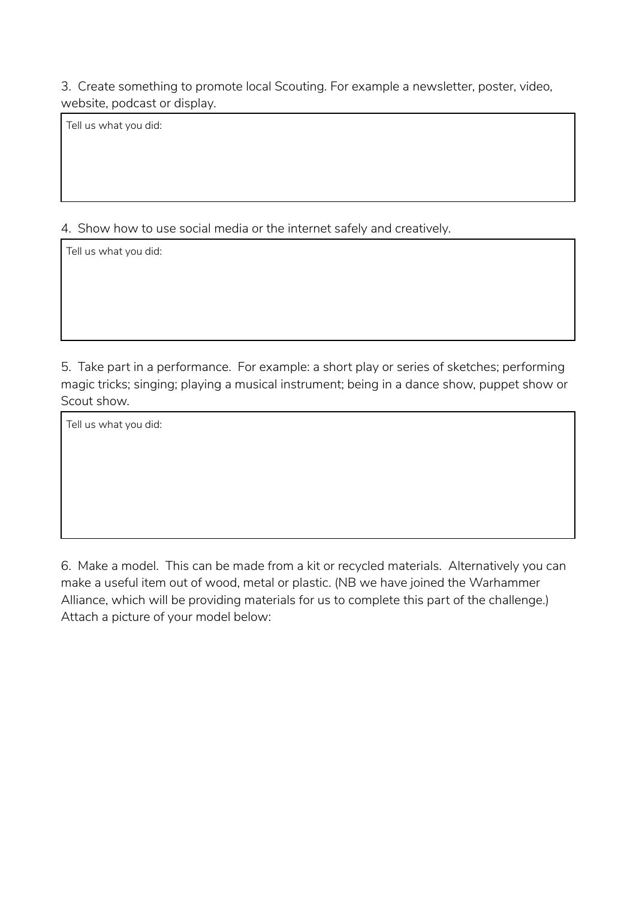3. Create something to promote local Scouting. For example a newsletter, poster, video, website, podcast or display.

| Tell us what you did: |
| --- |
| |

4. Show how to use social media or the internet safely and creatively.

| Tell us what you did: |
| --- |
| |

5. Take part in a performance. For example: a short play or series of sketches; performing magic tricks; singing; playing a musical instrument; being in a dance show, puppet show or Scout show.

| Tell us what you did: |
| --- |
| |

6. Make a model. This can be made from a kit or recycled materials. Alternatively you can make a useful item out of wood, metal or plastic. (NB we have joined the Warhammer Alliance, which will be providing materials for us to complete this part of the challenge.) Attach a picture of your model below: